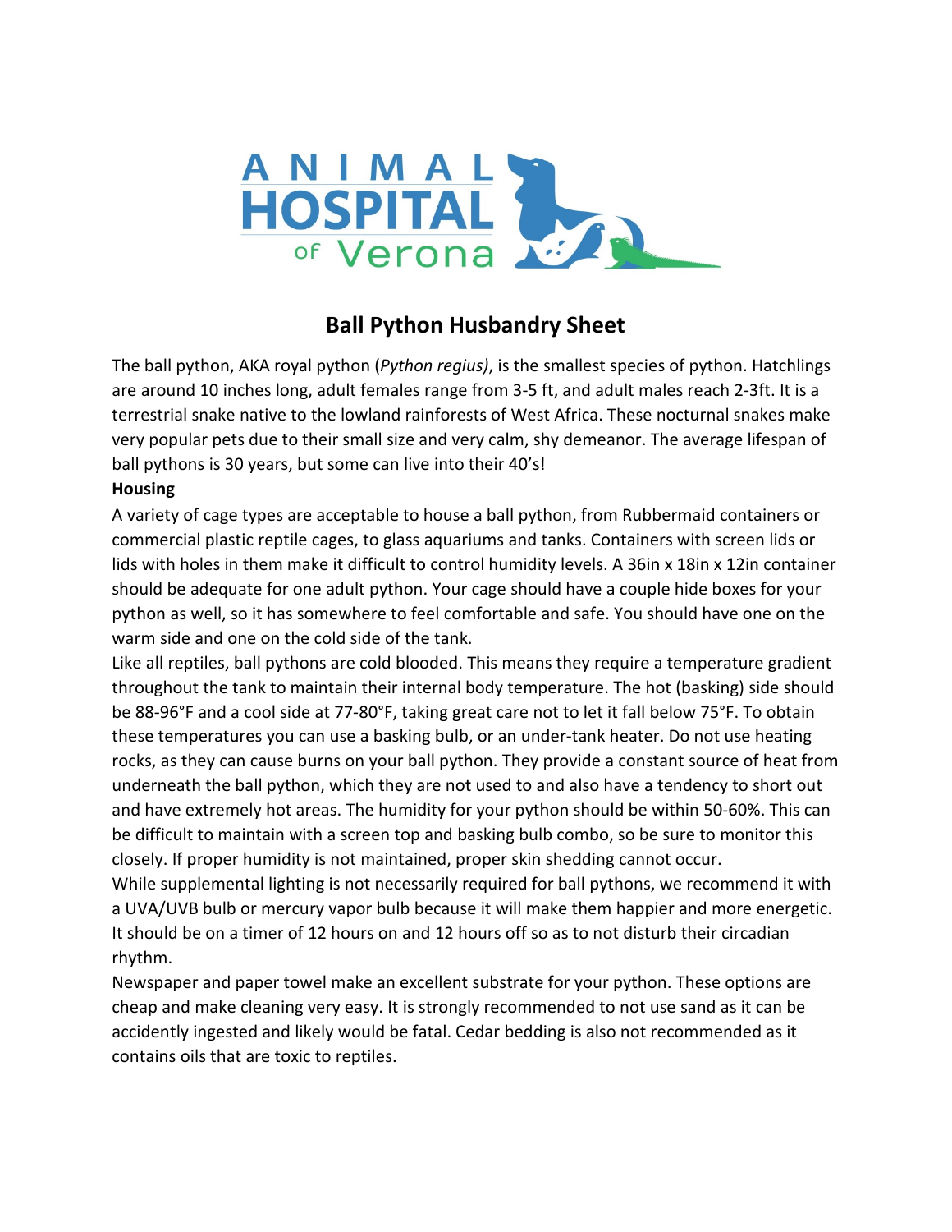ANIMAL HOSPITAL of Verona

# Ball Python Husbandry Sheet

The ball python, AKA royal python (*Python regius)*, is the smallest species of python. Hatchlings are around 10 inches long, adult females range from 3-5 ft, and adult males reach 2-3ft. It is a terrestrial snake native to the lowland rainforests of West Africa. These nocturnal snakes make very popular pets due to their small size and very calm, shy demeanor. The average lifespan of ball pythons is 30 years, but some can live into their 40's!

**Housing**

A variety of cage types are acceptable to house a ball python, from Rubbermaid containers or commercial plastic reptile cages, to glass aquariums and tanks. Containers with screen lids or lids with holes in them make it difficult to control humidity levels. A 36in x 18in x 12in container should be adequate for one adult python. Your cage should have a couple hide boxes for your python as well, so it has somewhere to feel comfortable and safe. You should have one on the warm side and one on the cold side of the tank.

Like all reptiles, ball pythons are cold blooded. This means they require a temperature gradient throughout the tank to maintain their internal body temperature. The hot (basking) side should be 88-96°F and a cool side at 77-80°F, taking great care not to let it fall below 75°F. To obtain these temperatures you can use a basking bulb, or an under-tank heater. Do not use heating rocks, as they can cause burns on your ball python. They provide a constant source of heat from underneath the ball python, which they are not used to and also have a tendency to short out and have extremely hot areas. The humidity for your python should be within 50-60%. This can be difficult to maintain with a screen top and basking bulb combo, so be sure to monitor this closely. If proper humidity is not maintained, proper skin shedding cannot occur.

While supplemental lighting is not necessarily required for ball pythons, we recommend it with a UVA/UVB bulb or mercury vapor bulb because it will make them happier and more energetic. It should be on a timer of 12 hours on and 12 hours off so as to not disturb their circadian rhythm.

Newspaper and paper towel make an excellent substrate for your python. These options are cheap and make cleaning very easy. It is strongly recommended to not use sand as it can be accidently ingested and likely would be fatal. Cedar bedding is also not recommended as it contains oils that are toxic to reptiles.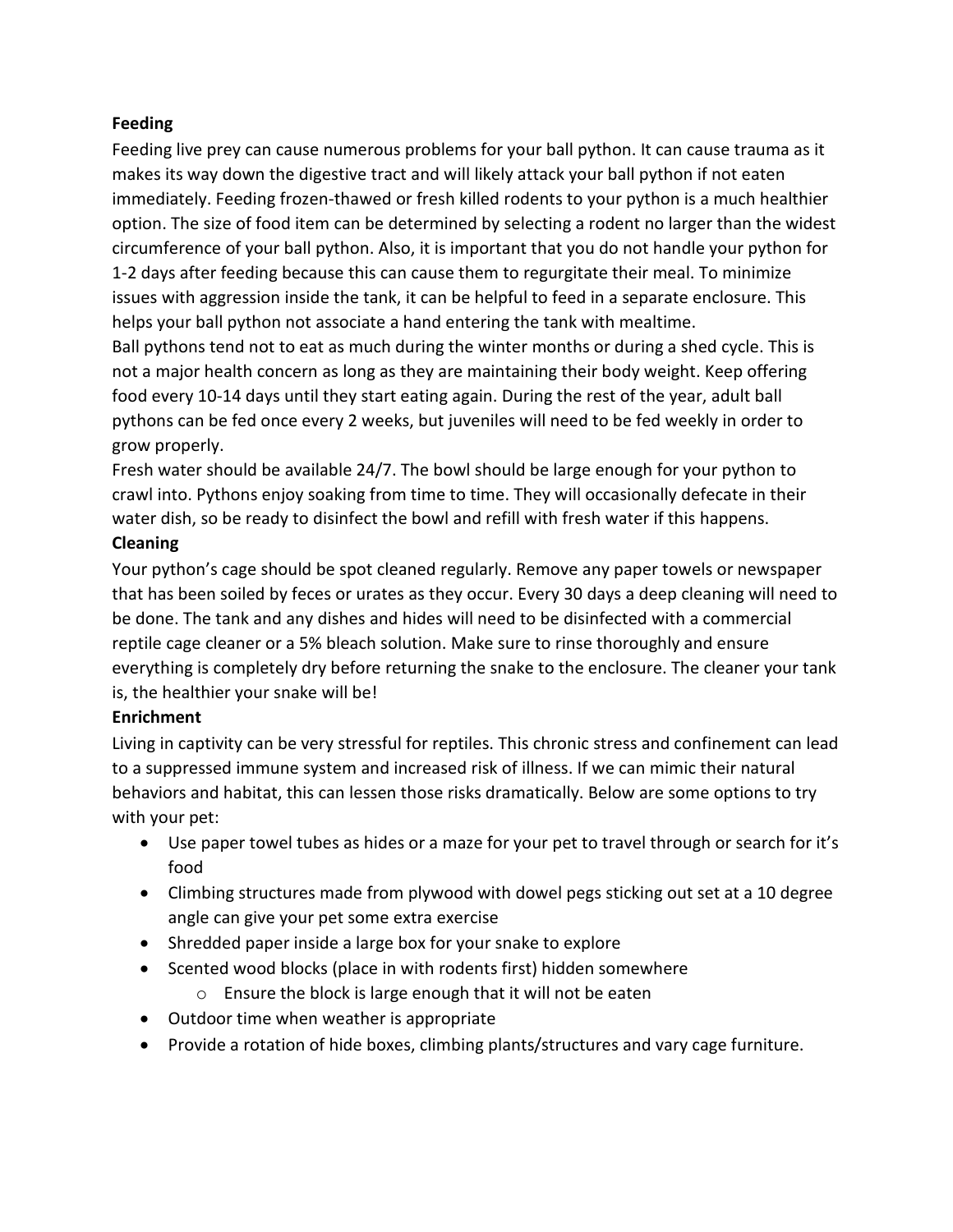**Feeding**

Feeding live prey can cause numerous problems for your ball python. It can cause trauma as it makes its way down the digestive tract and will likely attack your ball python if not eaten immediately. Feeding frozen-thawed or fresh killed rodents to your python is a much healthier option. The size of food item can be determined by selecting a rodent no larger than the widest circumference of your ball python. Also, it is important that you do not handle your python for 1-2 days after feeding because this can cause them to regurgitate their meal. To minimize issues with aggression inside the tank, it can be helpful to feed in a separate enclosure. This helps your ball python not associate a hand entering the tank with mealtime.

Ball pythons tend not to eat as much during the winter months or during a shed cycle. This is not a major health concern as long as they are maintaining their body weight. Keep offering food every 10-14 days until they start eating again. During the rest of the year, adult ball pythons can be fed once every 2 weeks, but juveniles will need to be fed weekly in order to grow properly.

Fresh water should be available 24/7. The bowl should be large enough for your python to crawl into. Pythons enjoy soaking from time to time. They will occasionally defecate in their water dish, so be ready to disinfect the bowl and refill with fresh water if this happens.

**Cleaning**

Your python's cage should be spot cleaned regularly. Remove any paper towels or newspaper that has been soiled by feces or urates as they occur. Every 30 days a deep cleaning will need to be done. The tank and any dishes and hides will need to be disinfected with a commercial reptile cage cleaner or a 5% bleach solution. Make sure to rinse thoroughly and ensure everything is completely dry before returning the snake to the enclosure. The cleaner your tank is, the healthier your snake will be!

**Enrichment**

Living in captivity can be very stressful for reptiles. This chronic stress and confinement can lead to a suppressed immune system and increased risk of illness. If we can mimic their natural behaviors and habitat, this can lessen those risks dramatically. Below are some options to try with your pet:

- Use paper towel tubes as hides or a maze for your pet to travel through or search for it's food
- Climbing structures made from plywood with dowel pegs sticking out set at a 10 degree angle can give your pet some extra exercise
- Shredded paper inside a large box for your snake to explore
- Scented wood blocks (place in with rodents first) hidden somewhere
    - Ensure the block is large enough that it will not be eaten
- Outdoor time when weather is appropriate
- Provide a rotation of hide boxes, climbing plants/structures and vary cage furniture.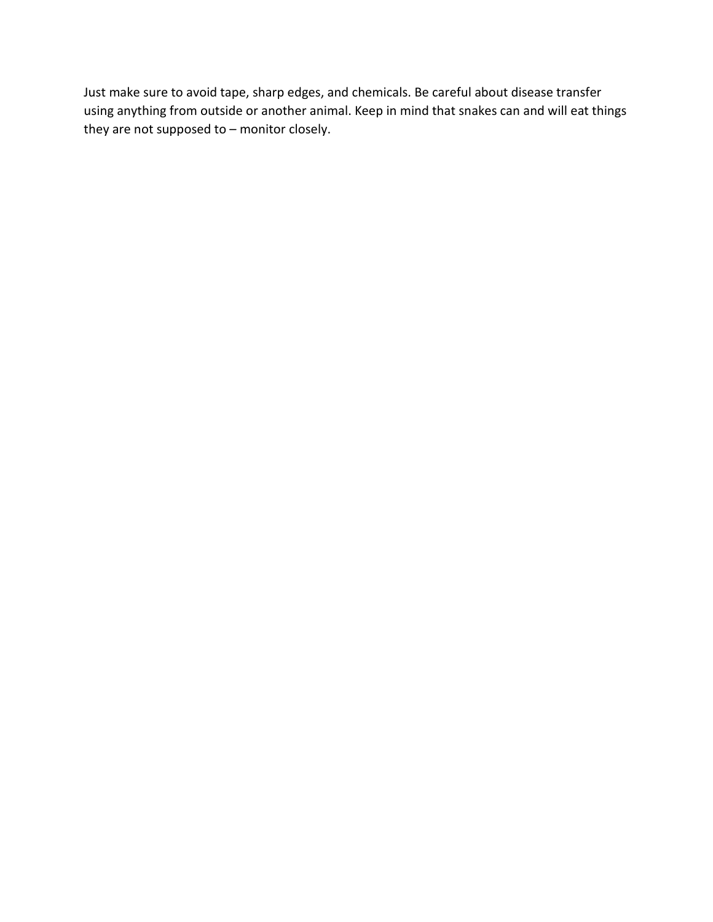Just make sure to avoid tape, sharp edges, and chemicals. Be careful about disease transfer using anything from outside or another animal. Keep in mind that snakes can and will eat things they are not supposed to – monitor closely.